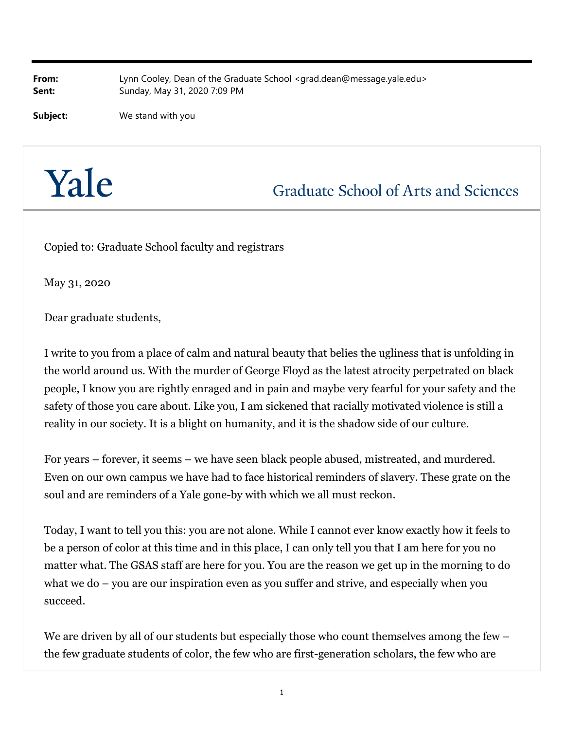**From:** Lynn Cooley, Dean of the Graduate School <grad.dean@message.yale.edu>
**Sent:** Sunday, May 31, 2020 7:09 PM

**Subject:** We stand with you

# Yale

## Graduate School of Arts and Sciences

Copied to: Graduate School faculty and registrars

May 31, 2020

Dear graduate students,

I write to you from a place of calm and natural beauty that belies the ugliness that is unfolding in the world around us. With the murder of George Floyd as the latest atrocity perpetrated on black people, I know you are rightly enraged and in pain and maybe very fearful for your safety and the safety of those you care about. Like you, I am sickened that racially motivated violence is still a reality in our society. It is a blight on humanity, and it is the shadow side of our culture.

For years – forever, it seems – we have seen black people abused, mistreated, and murdered. Even on our own campus we have had to face historical reminders of slavery. These grate on the soul and are reminders of a Yale gone-by with which we all must reckon.

Today, I want to tell you this: you are not alone. While I cannot ever know exactly how it feels to be a person of color at this time and in this place, I can only tell you that I am here for you no matter what. The GSAS staff are here for you. You are the reason we get up in the morning to do what we do – you are our inspiration even as you suffer and strive, and especially when you succeed.

We are driven by all of our students but especially those who count themselves among the few – the few graduate students of color, the few who are first-generation scholars, the few who are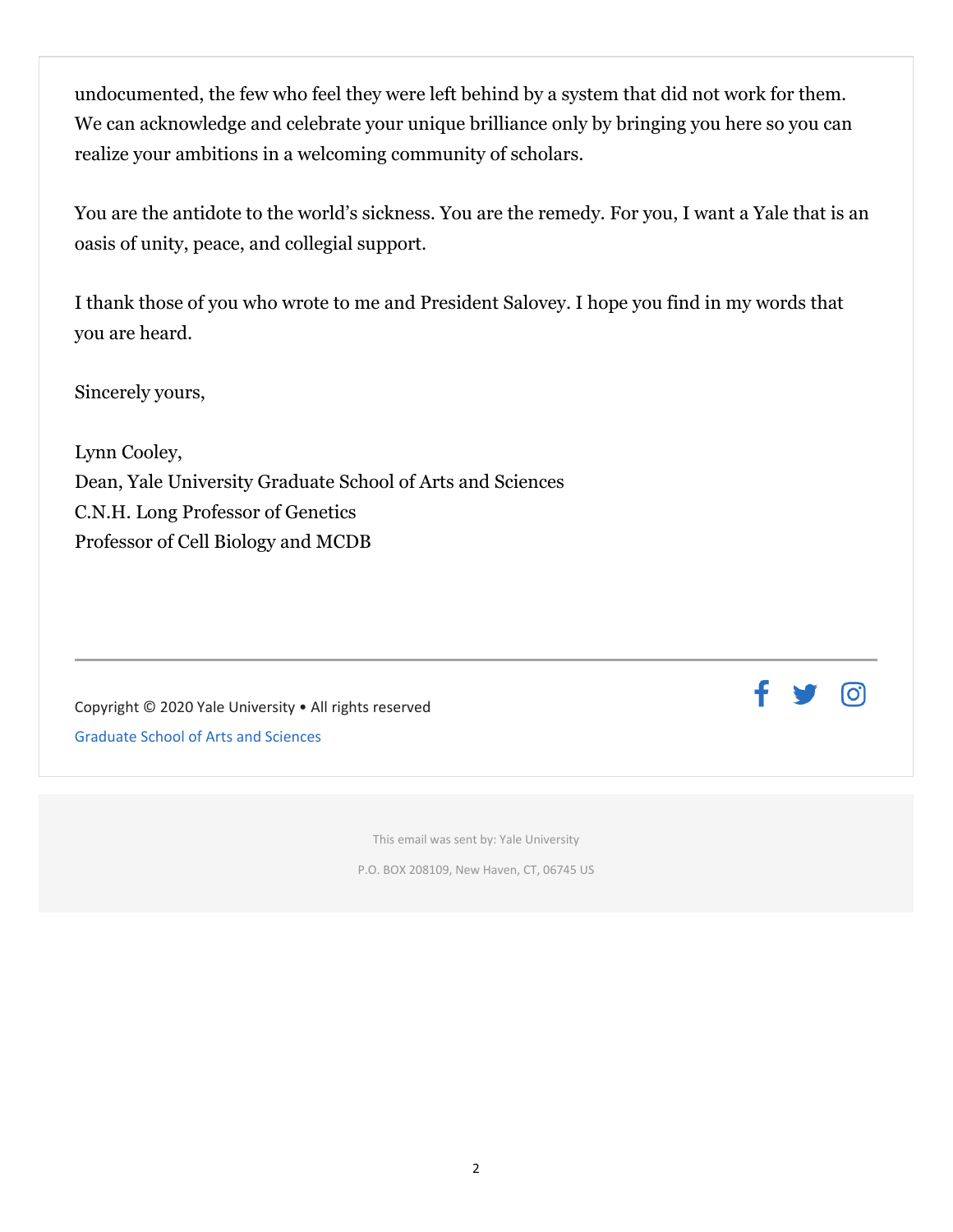undocumented, the few who feel they were left behind by a system that did not work for them. We can acknowledge and celebrate your unique brilliance only by bringing you here so you can realize your ambitions in a welcoming community of scholars.

You are the antidote to the world's sickness. You are the remedy. For you, I want a Yale that is an oasis of unity, peace, and collegial support.

I thank those of you who wrote to me and President Salovey. I hope you find in my words that you are heard.

Sincerely yours,

Lynn Cooley,
Dean, Yale University Graduate School of Arts and Sciences
C.N.H. Long Professor of Genetics
Professor of Cell Biology and MCDB

---

Copyright © 2020 Yale University • All rights reserved

Graduate School of Arts and Sciences

This email was sent by: Yale University

P.O. BOX 208109, New Haven, CT, 06745 US